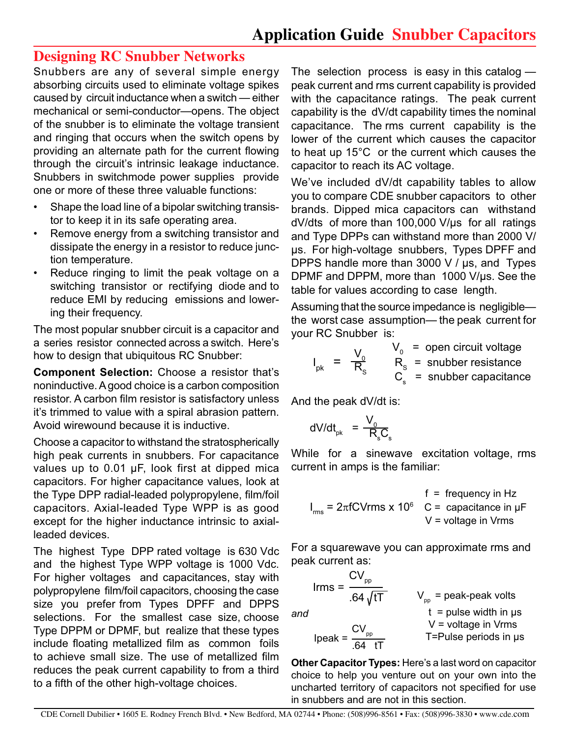# Application Guide Snubber Capacitors

## Designing RC Snubber Networks

Snubbers are any of several simple energy absorbing circuits used to eliminate voltage spikes caused by circuit inductance when a switch — either mechanical or semi-conductor—opens. The object of the snubber is to eliminate the voltage transient and ringing that occurs when the switch opens by providing an alternate path for the current flowing through the circuit's intrinsic leakage inductance. Snubbers in switchmode power supplies provide one or more of these three valuable functions:

- Shape the load line of a bipolar switching transistor to keep it in its safe operating area.
- Remove energy from a switching transistor and dissipate the energy in a resistor to reduce junction temperature.
- Reduce ringing to limit the peak voltage on a switching transistor or rectifying diode and to reduce EMI by reducing emissions and lowering their frequency.

The most popular snubber circuit is a capacitor and a series resistor connected across a switch. Here's how to design that ubiquitous RC Snubber:

**Component Selection:** Choose a resistor that's noninductive. A good choice is a carbon composition resistor. A carbon film resistor is satisfactory unless it's trimmed to value with a spiral abrasion pattern. Avoid wirewound because it is inductive.

Choose a capacitor to withstand the stratospherically high peak currents in snubbers. For capacitance values up to 0.01 µF, look first at dipped mica capacitors. For higher capacitance values, look at the Type DPP radial-leaded polypropylene, film/foil capacitors. Axial-leaded Type WPP is as good except for the higher inductance intrinsic to axial-leaded devices.

The highest Type DPP rated voltage is 630 Vdc and the highest Type WPP voltage is 1000 Vdc. For higher voltages and capacitances, stay with polypropylene film/foil capacitors, choosing the case size you prefer from Types DPFF and DPPS selections. For the smallest case size, choose Type DPPM or DPMF, but realize that these types include floating metallized film as common foils to achieve small size. The use of metallized film reduces the peak current capability to from a third to a fifth of the other high-voltage choices.

The selection process is easy in this catalog — peak current and rms current capability is provided with the capacitance ratings. The peak current capability is the dV/dt capability times the nominal capacitance. The rms current capability is the lower of the current which causes the capacitor to heat up 15°C or the current which causes the capacitor to reach its AC voltage.

We've included dV/dt capability tables to allow you to compare CDE snubber capacitors to other brands. Dipped mica capacitors can withstand dV/dts of more than 100,000 V/µs for all ratings and Type DPPs can withstand more than 2000 V/µs. For high-voltage snubbers, Types DPFF and DPPS handle more than 3000 V / µs, and Types DPMF and DPPM, more than 1000 V/µs. See the table for values according to case length.

Assuming that the source impedance is negligible— the worst case assumption— the peak current for your RC Snubber is:

$$I_{pk} = \frac{V_0}{R_S}$$

$V_0$ = open circuit voltage
$R_S$ = snubber resistance
$C_s$ = snubber capacitance

And the peak dV/dt is:

$$dV/dt_{pk} = \frac{V_0}{R_s C_s}$$

While for a sinewave excitation voltage, rms current in amps is the familiar:

$$I_{rms} = 2\pi fCV rms \times 10^6$$

f = frequency in Hz
C = capacitance in µF
V = voltage in Vrms

For a squarewave you can approximate rms and peak current as:

$$Irms = \frac{CV_{pp}}{.64\sqrt{tT}}$$

*and*

$$Ipeak = \frac{CV_{pp}}{.64 \quad tT}$$

$V_{pp}$ = peak-peak volts
t = pulse width in µs
V = voltage in Vrms
T=Pulse periods in µs

**Other Capacitor Types:** Here's a last word on capacitor choice to help you venture out on your own into the uncharted territory of capacitors not specified for use in snubbers and are not in this section.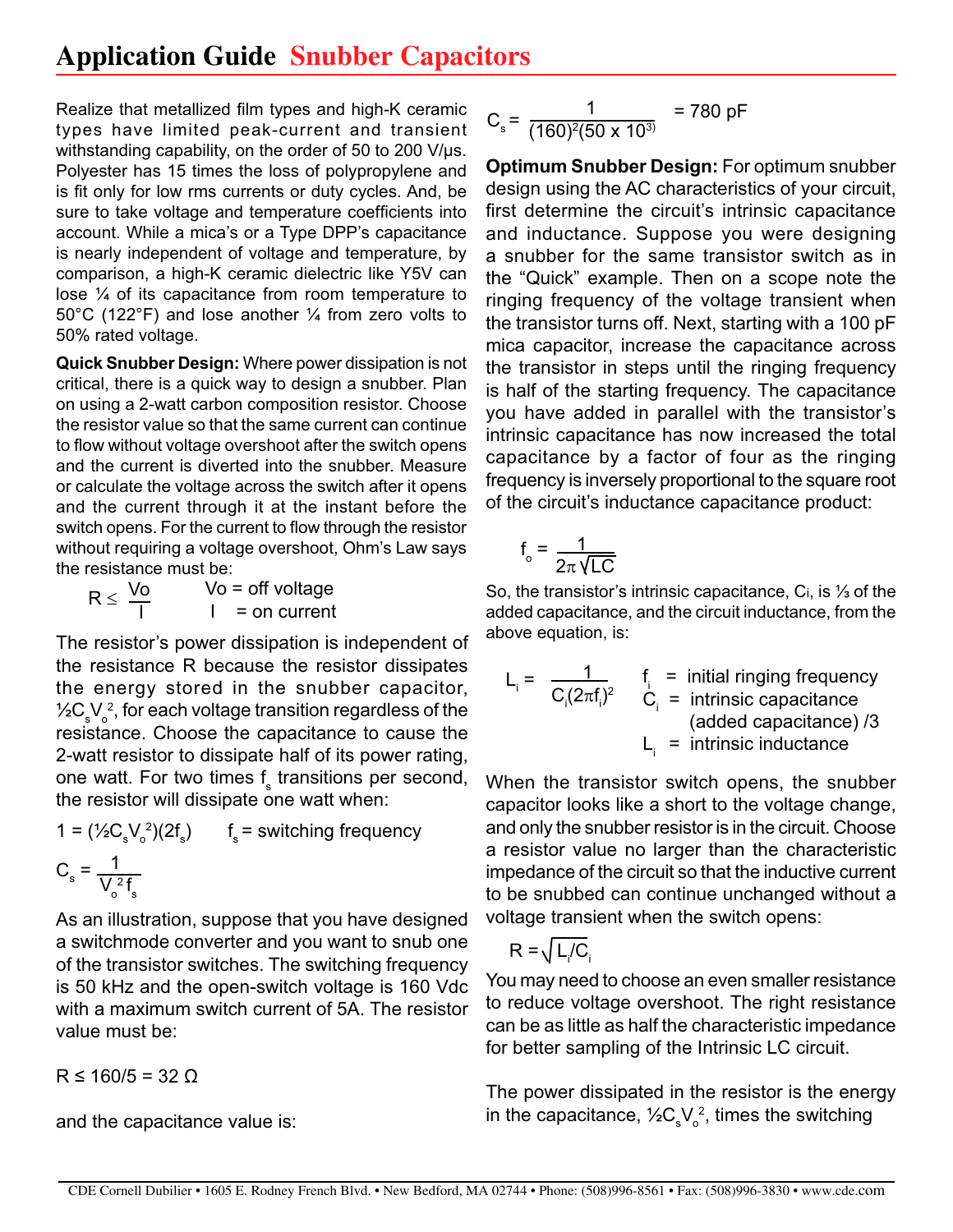# Application Guide Snubber Capacitors

Realize that metallized film types and high-K ceramic types have limited peak-current and transient withstanding capability, on the order of 50 to 200 V/µs. Polyester has 15 times the loss of polypropylene and is fit only for low rms currents or duty cycles. And, be sure to take voltage and temperature coefficients into account. While a mica's or a Type DPP's capacitance is nearly independent of voltage and temperature, by comparison, a high-K ceramic dielectric like Y5V can lose ¼ of its capacitance from room temperature to 50°C (122°F) and lose another ¼ from zero volts to 50% rated voltage.

**Quick Snubber Design:** Where power dissipation is not critical, there is a quick way to design a snubber. Plan on using a 2-watt carbon composition resistor. Choose the resistor value so that the same current can continue to flow without voltage overshoot after the switch opens and the current is diverted into the snubber. Measure or calculate the voltage across the switch after it opens and the current through it at the instant before the switch opens. For the current to flow through the resistor without requiring a voltage overshoot, Ohm's Law says the resistance must be:

$$R \leq \frac{V_o}{I} \qquad \begin{array}{l} V_o = \text{off voltage} \\ I = \text{on current} \end{array}$$

The resistor's power dissipation is independent of the resistance R because the resistor dissipates the energy stored in the snubber capacitor, $\frac{1}{2}C_sV_o^2$, for each voltage transition regardless of the resistance. Choose the capacitance to cause the 2-watt resistor to dissipate half of its power rating, one watt. For two times $f_s$ transitions per second, the resistor will dissipate one watt when:

$$1 = (\tfrac{1}{2}C_sV_o^2)(2f_s) \qquad f_s = \text{switching frequency}$$

$$C_s = \frac{1}{V_o^2 f_s}$$

As an illustration, suppose that you have designed a switchmode converter and you want to snub one of the transistor switches. The switching frequency is 50 kHz and the open-switch voltage is 160 Vdc with a maximum switch current of 5A. The resistor value must be:

$$R \leq 160/5 = 32\ \Omega$$

and the capacitance value is:

$$C_s = \frac{1}{(160)^2(50 \times 10^3)} = 780\text{ pF}$$

**Optimum Snubber Design:** For optimum snubber design using the AC characteristics of your circuit, first determine the circuit's intrinsic capacitance and inductance. Suppose you were designing a snubber for the same transistor switch as in the "Quick" example. Then on a scope note the ringing frequency of the voltage transient when the transistor turns off. Next, starting with a 100 pF mica capacitor, increase the capacitance across the transistor in steps until the ringing frequency is half of the starting frequency. The capacitance you have added in parallel with the transistor's intrinsic capacitance has now increased the total capacitance by a factor of four as the ringing frequency is inversely proportional to the square root of the circuit's inductance capacitance product:

$$f_o = \frac{1}{2\pi\sqrt{LC}}$$

So, the transistor's intrinsic capacitance, $C_i$, is ⅓ of the added capacitance, and the circuit inductance, from the above equation, is:

$$L_i = \frac{1}{C_i(2\pi f_i)^2} \qquad \begin{array}{l} f_i = \text{initial ringing frequency} \\ C_i = \text{intrinsic capacitance} \\ \quad\ \ (\text{added capacitance})/3 \\ L_i = \text{intrinsic inductance} \end{array}$$

When the transistor switch opens, the snubber capacitor looks like a short to the voltage change, and only the snubber resistor is in the circuit. Choose a resistor value no larger than the characteristic impedance of the circuit so that the inductive current to be snubbed can continue unchanged without a voltage transient when the switch opens:

$$R = \sqrt{L_i/C_i}$$

You may need to choose an even smaller resistance to reduce voltage overshoot. The right resistance can be as little as half the characteristic impedance for better sampling of the Intrinsic LC circuit.

The power dissipated in the resistor is the energy in the capacitance, $\frac{1}{2}C_sV_o^2$, times the switching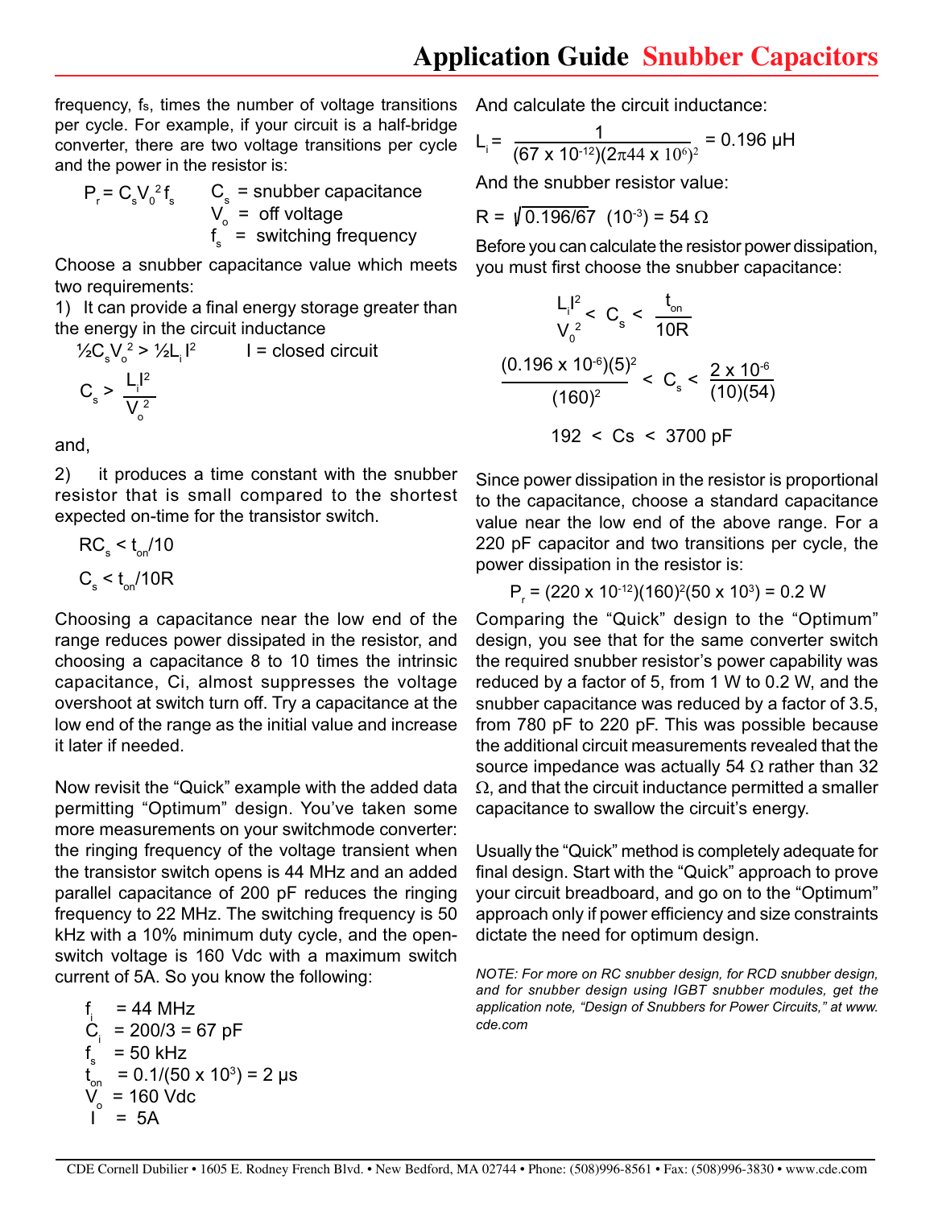frequency, $f_s$, times the number of voltage transitions per cycle. For example, if your circuit is a half-bridge converter, there are two voltage transitions per cycle and the power in the resistor is:

$$P_r = C_s V_0^2 f_s$$

$C_s$ = snubber capacitance
$V_o$ = off voltage
$f_s$ = switching frequency

Choose a snubber capacitance value which meets two requirements:

1) It can provide a final energy storage greater than the energy in the circuit inductance

$$\tfrac{1}{2} C_s V_o^2 > \tfrac{1}{2} L_i I^2 \qquad I = \text{closed circuit}$$

$$C_s > \frac{L_i I^2}{V_o^2}$$

and,

2) it produces a time constant with the snubber resistor that is small compared to the shortest expected on-time for the transistor switch.

$$RC_s < t_{on}/10$$

$$C_s < t_{on}/10R$$

Choosing a capacitance near the low end of the range reduces power dissipated in the resistor, and choosing a capacitance 8 to 10 times the intrinsic capacitance, Ci, almost suppresses the voltage overshoot at switch turn off. Try a capacitance at the low end of the range as the initial value and increase it later if needed.

Now revisit the "Quick" example with the added data permitting "Optimum" design. You've taken some more measurements on your switchmode converter: the ringing frequency of the voltage transient when the transistor switch opens is 44 MHz and an added parallel capacitance of 200 pF reduces the ringing frequency to 22 MHz. The switching frequency is 50 kHz with a 10% minimum duty cycle, and the open-switch voltage is 160 Vdc with a maximum switch current of 5A. So you know the following:

$f_i$ = 44 MHz
$C_i$ = 200/3 = 67 pF
$f_s$ = 50 kHz
$t_{on}$ = $0.1/(50 \times 10^3)$ = 2 μs
$V_o$ = 160 Vdc
$I$ = 5A

And calculate the circuit inductance:

$$L_i = \frac{1}{(67 \times 10^{-12})(2\pi 44 \times 10^6)^2} = 0.196\ \mu\text{H}$$

And the snubber resistor value:

$$R = \sqrt{0.196/67}\ (10^{-3}) = 54\ \Omega$$

Before you can calculate the resistor power dissipation, you must first choose the snubber capacitance:

$$\frac{L_i I^2}{V_0^2} < C_s < \frac{t_{on}}{10R}$$

$$\frac{(0.196 \times 10^{-6})(5)^2}{(160)^2} < C_s < \frac{2 \times 10^{-6}}{(10)(54)}$$

$$192 < C_s < 3700 \text{ pF}$$

Since power dissipation in the resistor is proportional to the capacitance, choose a standard capacitance value near the low end of the above range. For a 220 pF capacitor and two transitions per cycle, the power dissipation in the resistor is:

$$P_r = (220 \times 10^{-12})(160)^2(50 \times 10^3) = 0.2 \text{ W}$$

Comparing the "Quick" design to the "Optimum" design, you see that for the same converter switch the required snubber resistor's power capability was reduced by a factor of 5, from 1 W to 0.2 W, and the snubber capacitance was reduced by a factor of 3.5, from 780 pF to 220 pF. This was possible because the additional circuit measurements revealed that the source impedance was actually 54 Ω rather than 32 Ω, and that the circuit inductance permitted a smaller capacitance to swallow the circuit's energy.

Usually the "Quick" method is completely adequate for final design. Start with the "Quick" approach to prove your circuit breadboard, and go on to the "Optimum" approach only if power efficiency and size constraints dictate the need for optimum design.

*NOTE: For more on RC snubber design, for RCD snubber design, and for snubber design using IGBT snubber modules, get the application note, "Design of Snubbers for Power Circuits," at www.cde.com*